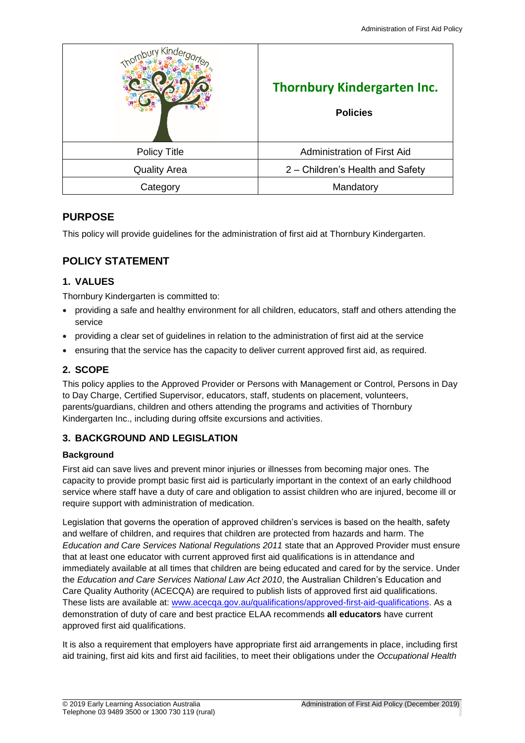| | Thornbury Kindergarten Inc.<br><br>**Policies** |
|---|---|
| Policy Title | Administration of First Aid |
| Quality Area | 2 – Children's Health and Safety |
| Category | Mandatory |

## PURPOSE

This policy will provide guidelines for the administration of first aid at Thornbury Kindergarten.

## POLICY STATEMENT

### 1. VALUES

Thornbury Kindergarten is committed to:

- providing a safe and healthy environment for all children, educators, staff and others attending the service
- providing a clear set of guidelines in relation to the administration of first aid at the service
- ensuring that the service has the capacity to deliver current approved first aid, as required.

### 2. SCOPE

This policy applies to the Approved Provider or Persons with Management or Control, Persons in Day to Day Charge, Certified Supervisor, educators, staff, students on placement, volunteers, parents/guardians, children and others attending the programs and activities of Thornbury Kindergarten Inc., including during offsite excursions and activities.

### 3. BACKGROUND AND LEGISLATION

#### Background

First aid can save lives and prevent minor injuries or illnesses from becoming major ones. The capacity to provide prompt basic first aid is particularly important in the context of an early childhood service where staff have a duty of care and obligation to assist children who are injured, become ill or require support with administration of medication.

Legislation that governs the operation of approved children's services is based on the health, safety and welfare of children, and requires that children are protected from hazards and harm. The *Education and Care Services National Regulations 2011* state that an Approved Provider must ensure that at least one educator with current approved first aid qualifications is in attendance and immediately available at all times that children are being educated and cared for by the service. Under the *Education and Care Services National Law Act 2010*, the Australian Children's Education and Care Quality Authority (ACECQA) are required to publish lists of approved first aid qualifications. These lists are available at: [www.acecqa.gov.au/qualifications/approved-first-aid-qualifications](http://www.acecqa.gov.au/qualifications/approved-first-aid-qualifications). As a demonstration of duty of care and best practice ELAA recommends **all educators** have current approved first aid qualifications.

It is also a requirement that employers have appropriate first aid arrangements in place, including first aid training, first aid kits and first aid facilities, to meet their obligations under the *Occupational Health*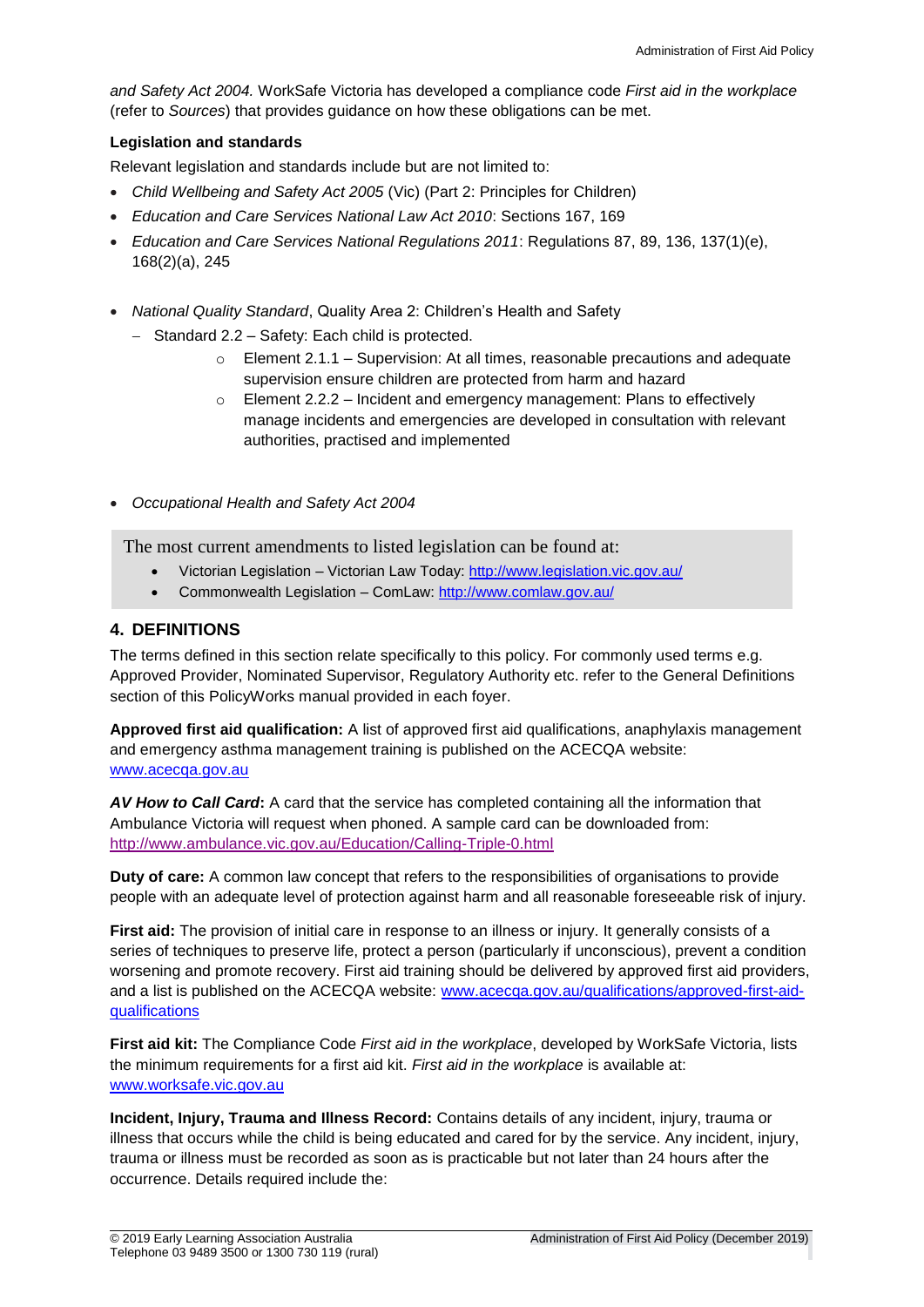*and Safety Act 2004.* WorkSafe Victoria has developed a compliance code *First aid in the workplace* (refer to *Sources*) that provides guidance on how these obligations can be met.

**Legislation and standards**

Relevant legislation and standards include but are not limited to:

- *Child Wellbeing and Safety Act 2005* (Vic) (Part 2: Principles for Children)
- *Education and Care Services National Law Act 2010*: Sections 167, 169
- *Education and Care Services National Regulations 2011*: Regulations 87, 89, 136, 137(1)(e), 168(2)(a), 245
- *National Quality Standard*, Quality Area 2: Children's Health and Safety
  - Standard 2.2 – Safety: Each child is protected.
    - Element 2.1.1 – Supervision: At all times, reasonable precautions and adequate supervision ensure children are protected from harm and hazard
    - Element 2.2.2 – Incident and emergency management: Plans to effectively manage incidents and emergencies are developed in consultation with relevant authorities, practised and implemented
- *Occupational Health and Safety Act 2004*

The most current amendments to listed legislation can be found at:

- Victorian Legislation – Victorian Law Today: http://www.legislation.vic.gov.au/
- Commonwealth Legislation – ComLaw: http://www.comlaw.gov.au/

## 4. DEFINITIONS

The terms defined in this section relate specifically to this policy. For commonly used terms e.g. Approved Provider, Nominated Supervisor, Regulatory Authority etc. refer to the General Definitions section of this PolicyWorks manual provided in each foyer.

**Approved first aid qualification:** A list of approved first aid qualifications, anaphylaxis management and emergency asthma management training is published on the ACECQA website: www.acecqa.gov.au

***AV How to Call Card*:** A card that the service has completed containing all the information that Ambulance Victoria will request when phoned. A sample card can be downloaded from: http://www.ambulance.vic.gov.au/Education/Calling-Triple-0.html

**Duty of care:** A common law concept that refers to the responsibilities of organisations to provide people with an adequate level of protection against harm and all reasonable foreseeable risk of injury.

**First aid:** The provision of initial care in response to an illness or injury. It generally consists of a series of techniques to preserve life, protect a person (particularly if unconscious), prevent a condition worsening and promote recovery. First aid training should be delivered by approved first aid providers, and a list is published on the ACECQA website: www.acecqa.gov.au/qualifications/approved-first-aid-qualifications

**First aid kit:** The Compliance Code *First aid in the workplace*, developed by WorkSafe Victoria, lists the minimum requirements for a first aid kit. *First aid in the workplace* is available at: www.worksafe.vic.gov.au

**Incident, Injury, Trauma and Illness Record:** Contains details of any incident, injury, trauma or illness that occurs while the child is being educated and cared for by the service. Any incident, injury, trauma or illness must be recorded as soon as is practicable but not later than 24 hours after the occurrence. Details required include the: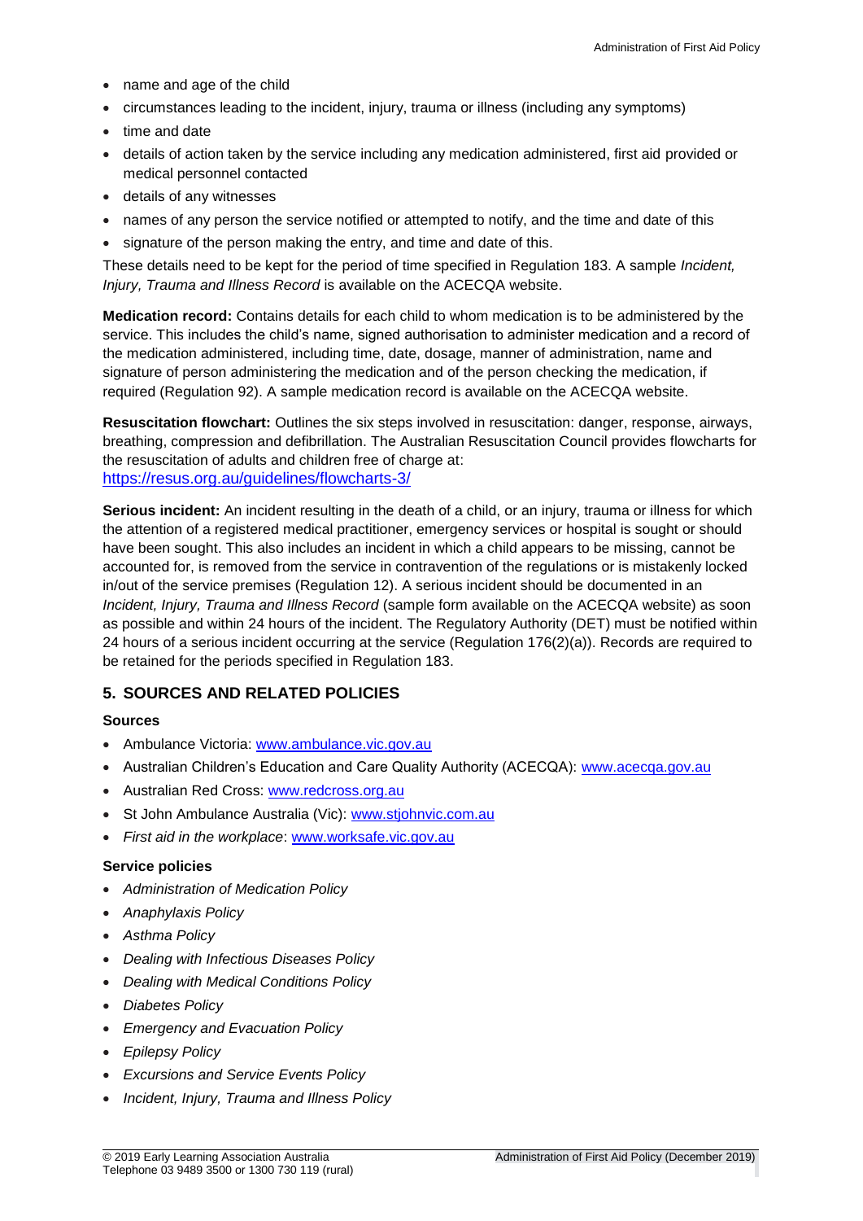- name and age of the child
- circumstances leading to the incident, injury, trauma or illness (including any symptoms)
- time and date
- details of action taken by the service including any medication administered, first aid provided or medical personnel contacted
- details of any witnesses
- names of any person the service notified or attempted to notify, and the time and date of this
- signature of the person making the entry, and time and date of this.

These details need to be kept for the period of time specified in Regulation 183. A sample *Incident, Injury, Trauma and Illness Record* is available on the ACECQA website.

**Medication record:** Contains details for each child to whom medication is to be administered by the service. This includes the child's name, signed authorisation to administer medication and a record of the medication administered, including time, date, dosage, manner of administration, name and signature of person administering the medication and of the person checking the medication, if required (Regulation 92). A sample medication record is available on the ACECQA website.

**Resuscitation flowchart:** Outlines the six steps involved in resuscitation: danger, response, airways, breathing, compression and defibrillation. The Australian Resuscitation Council provides flowcharts for the resuscitation of adults and children free of charge at:
https://resus.org.au/guidelines/flowcharts-3/

**Serious incident:** An incident resulting in the death of a child, or an injury, trauma or illness for which the attention of a registered medical practitioner, emergency services or hospital is sought or should have been sought. This also includes an incident in which a child appears to be missing, cannot be accounted for, is removed from the service in contravention of the regulations or is mistakenly locked in/out of the service premises (Regulation 12). A serious incident should be documented in an *Incident, Injury, Trauma and Illness Record* (sample form available on the ACECQA website) as soon as possible and within 24 hours of the incident. The Regulatory Authority (DET) must be notified within 24 hours of a serious incident occurring at the service (Regulation 176(2)(a)). Records are required to be retained for the periods specified in Regulation 183.

## 5. SOURCES AND RELATED POLICIES

### Sources

- Ambulance Victoria: www.ambulance.vic.gov.au
- Australian Children's Education and Care Quality Authority (ACECQA): www.acecqa.gov.au
- Australian Red Cross: www.redcross.org.au
- St John Ambulance Australia (Vic): www.stjohnvic.com.au
- *First aid in the workplace*: www.worksafe.vic.gov.au

### Service policies

- *Administration of Medication Policy*
- *Anaphylaxis Policy*
- *Asthma Policy*
- *Dealing with Infectious Diseases Policy*
- *Dealing with Medical Conditions Policy*
- *Diabetes Policy*
- *Emergency and Evacuation Policy*
- *Epilepsy Policy*
- *Excursions and Service Events Policy*
- *Incident, Injury, Trauma and Illness Policy*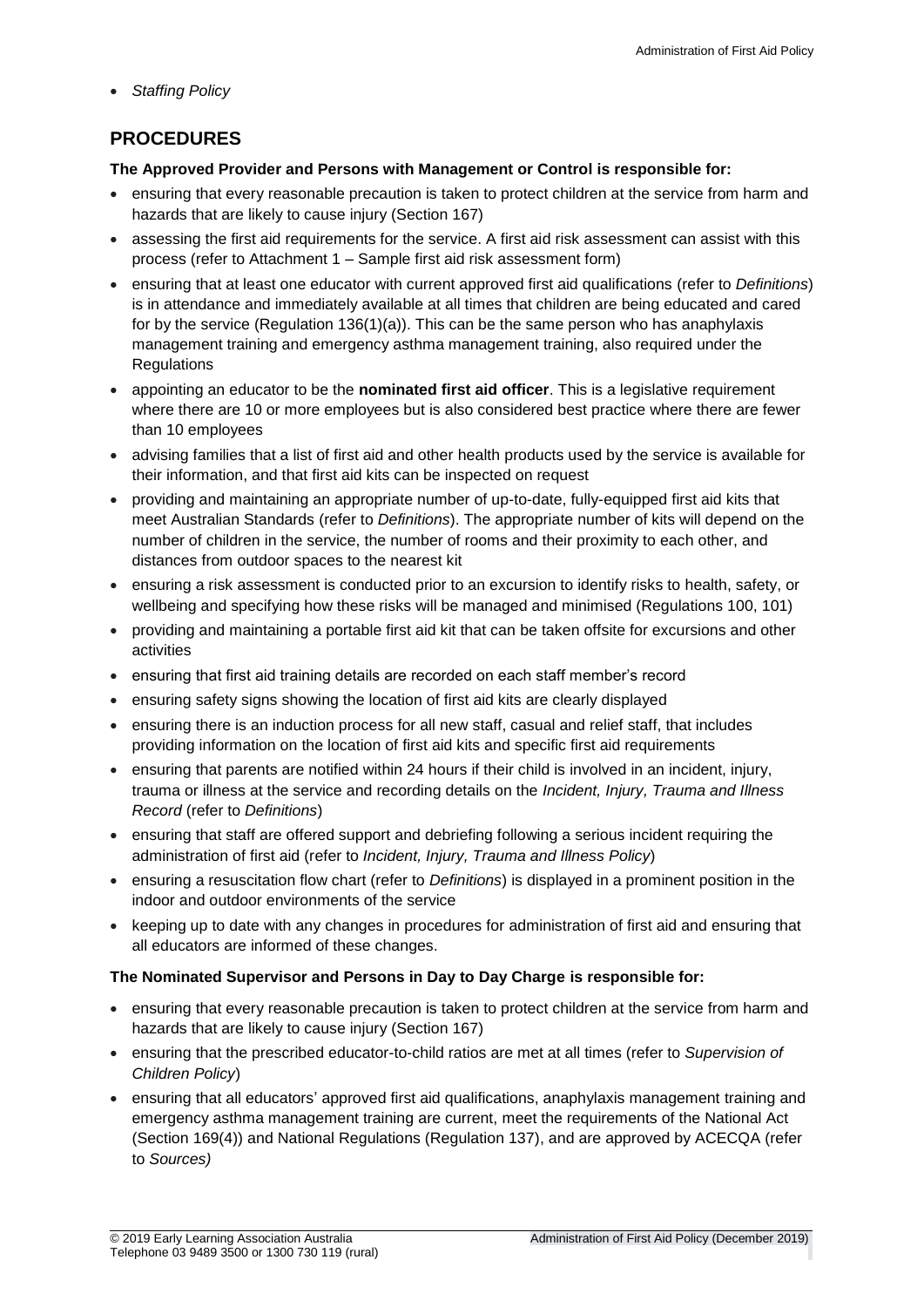- *Staffing Policy*

## PROCEDURES

**The Approved Provider and Persons with Management or Control is responsible for:**

- ensuring that every reasonable precaution is taken to protect children at the service from harm and hazards that are likely to cause injury (Section 167)
- assessing the first aid requirements for the service. A first aid risk assessment can assist with this process (refer to Attachment 1 – Sample first aid risk assessment form)
- ensuring that at least one educator with current approved first aid qualifications (refer to *Definitions*) is in attendance and immediately available at all times that children are being educated and cared for by the service (Regulation 136(1)(a)). This can be the same person who has anaphylaxis management training and emergency asthma management training, also required under the Regulations
- appointing an educator to be the **nominated first aid officer**. This is a legislative requirement where there are 10 or more employees but is also considered best practice where there are fewer than 10 employees
- advising families that a list of first aid and other health products used by the service is available for their information, and that first aid kits can be inspected on request
- providing and maintaining an appropriate number of up-to-date, fully-equipped first aid kits that meet Australian Standards (refer to *Definitions*). The appropriate number of kits will depend on the number of children in the service, the number of rooms and their proximity to each other, and distances from outdoor spaces to the nearest kit
- ensuring a risk assessment is conducted prior to an excursion to identify risks to health, safety, or wellbeing and specifying how these risks will be managed and minimised (Regulations 100, 101)
- providing and maintaining a portable first aid kit that can be taken offsite for excursions and other activities
- ensuring that first aid training details are recorded on each staff member's record
- ensuring safety signs showing the location of first aid kits are clearly displayed
- ensuring there is an induction process for all new staff, casual and relief staff, that includes providing information on the location of first aid kits and specific first aid requirements
- ensuring that parents are notified within 24 hours if their child is involved in an incident, injury, trauma or illness at the service and recording details on the *Incident, Injury, Trauma and Illness Record* (refer to *Definitions*)
- ensuring that staff are offered support and debriefing following a serious incident requiring the administration of first aid (refer to *Incident, Injury, Trauma and Illness Policy*)
- ensuring a resuscitation flow chart (refer to *Definitions*) is displayed in a prominent position in the indoor and outdoor environments of the service
- keeping up to date with any changes in procedures for administration of first aid and ensuring that all educators are informed of these changes.

**The Nominated Supervisor and Persons in Day to Day Charge is responsible for:**

- ensuring that every reasonable precaution is taken to protect children at the service from harm and hazards that are likely to cause injury (Section 167)
- ensuring that the prescribed educator-to-child ratios are met at all times (refer to *Supervision of Children Policy*)
- ensuring that all educators' approved first aid qualifications, anaphylaxis management training and emergency asthma management training are current, meet the requirements of the National Act (Section 169(4)) and National Regulations (Regulation 137), and are approved by ACECQA (refer to *Sources)*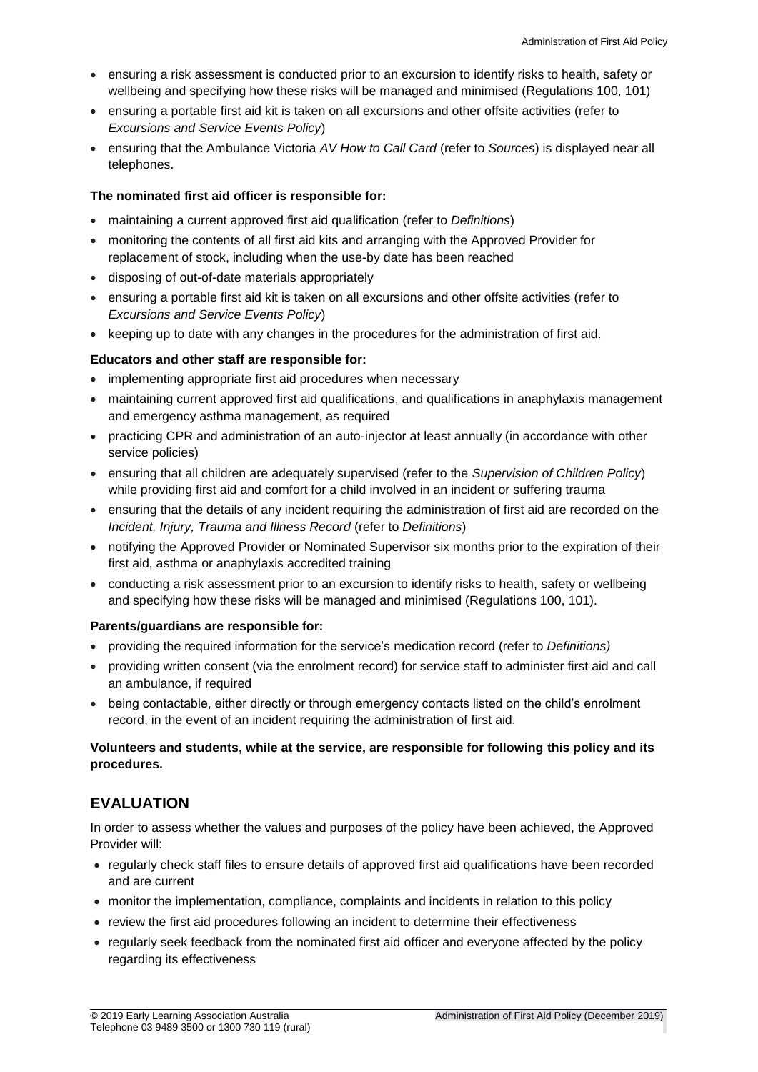- ensuring a risk assessment is conducted prior to an excursion to identify risks to health, safety or wellbeing and specifying how these risks will be managed and minimised (Regulations 100, 101)
- ensuring a portable first aid kit is taken on all excursions and other offsite activities (refer to *Excursions and Service Events Policy*)
- ensuring that the Ambulance Victoria *AV How to Call Card* (refer to *Sources*) is displayed near all telephones.

**The nominated first aid officer is responsible for:**

- maintaining a current approved first aid qualification (refer to *Definitions*)
- monitoring the contents of all first aid kits and arranging with the Approved Provider for replacement of stock, including when the use-by date has been reached
- disposing of out-of-date materials appropriately
- ensuring a portable first aid kit is taken on all excursions and other offsite activities (refer to *Excursions and Service Events Policy*)
- keeping up to date with any changes in the procedures for the administration of first aid.

**Educators and other staff are responsible for:**

- implementing appropriate first aid procedures when necessary
- maintaining current approved first aid qualifications, and qualifications in anaphylaxis management and emergency asthma management, as required
- practicing CPR and administration of an auto-injector at least annually (in accordance with other service policies)
- ensuring that all children are adequately supervised (refer to the *Supervision of Children Policy*) while providing first aid and comfort for a child involved in an incident or suffering trauma
- ensuring that the details of any incident requiring the administration of first aid are recorded on the *Incident, Injury, Trauma and Illness Record* (refer to *Definitions*)
- notifying the Approved Provider or Nominated Supervisor six months prior to the expiration of their first aid, asthma or anaphylaxis accredited training
- conducting a risk assessment prior to an excursion to identify risks to health, safety or wellbeing and specifying how these risks will be managed and minimised (Regulations 100, 101).

**Parents/guardians are responsible for:**

- providing the required information for the service's medication record (refer to *Definitions)*
- providing written consent (via the enrolment record) for service staff to administer first aid and call an ambulance, if required
- being contactable, either directly or through emergency contacts listed on the child's enrolment record, in the event of an incident requiring the administration of first aid.

**Volunteers and students, while at the service, are responsible for following this policy and its procedures.**

## EVALUATION

In order to assess whether the values and purposes of the policy have been achieved, the Approved Provider will:

- regularly check staff files to ensure details of approved first aid qualifications have been recorded and are current
- monitor the implementation, compliance, complaints and incidents in relation to this policy
- review the first aid procedures following an incident to determine their effectiveness
- regularly seek feedback from the nominated first aid officer and everyone affected by the policy regarding its effectiveness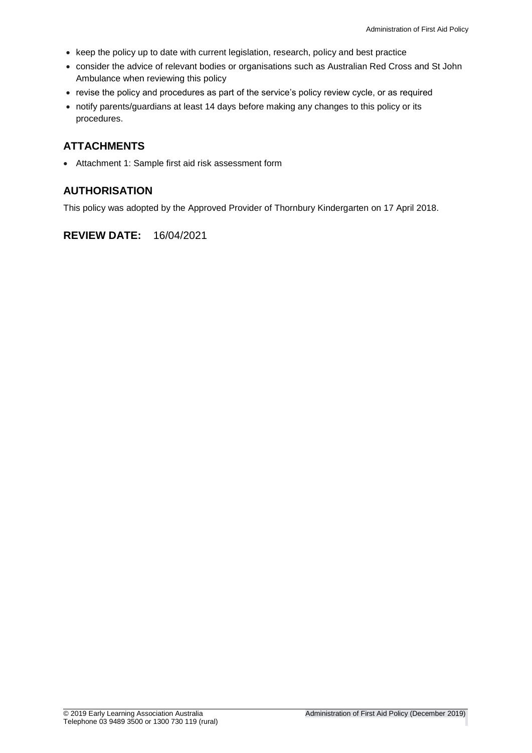- keep the policy up to date with current legislation, research, policy and best practice
- consider the advice of relevant bodies or organisations such as Australian Red Cross and St John Ambulance when reviewing this policy
- revise the policy and procedures as part of the service's policy review cycle, or as required
- notify parents/guardians at least 14 days before making any changes to this policy or its procedures.

## ATTACHMENTS

- Attachment 1: Sample first aid risk assessment form

## AUTHORISATION

This policy was adopted by the Approved Provider of Thornbury Kindergarten on 17 April 2018.

## REVIEW DATE: 16/04/2021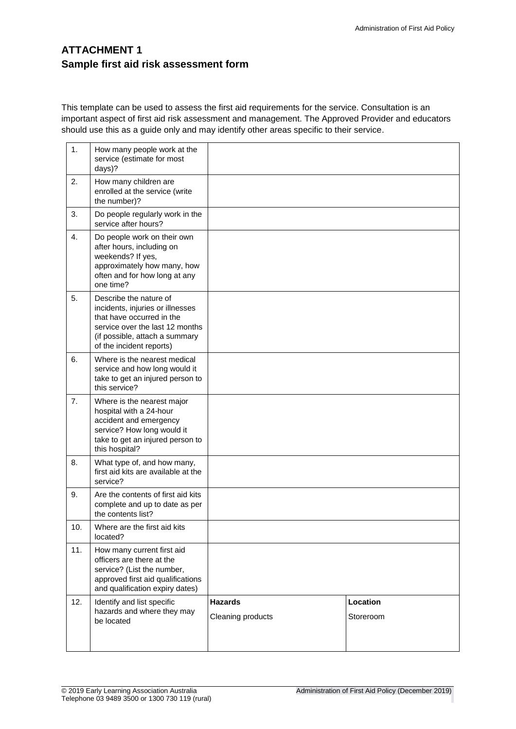## ATTACHMENT 1
## Sample first aid risk assessment form

This template can be used to assess the first aid requirements for the service. Consultation is an important aspect of first aid risk assessment and management. The Approved Provider and educators should use this as a guide only and may identify other areas specific to their service.

| | | | |
|---|---|---|---|
| 1. | How many people work at the service (estimate for most days)? | | |
| 2. | How many children are enrolled at the service (write the number)? | | |
| 3. | Do people regularly work in the service after hours? | | |
| 4. | Do people work on their own after hours, including on weekends? If yes, approximately how many, how often and for how long at any one time? | | |
| 5. | Describe the nature of incidents, injuries or illnesses that have occurred in the service over the last 12 months (if possible, attach a summary of the incident reports) | | |
| 6. | Where is the nearest medical service and how long would it take to get an injured person to this service? | | |
| 7. | Where is the nearest major hospital with a 24-hour accident and emergency service? How long would it take to get an injured person to this hospital? | | |
| 8. | What type of, and how many, first aid kits are available at the service? | | |
| 9. | Are the contents of first aid kits complete and up to date as per the contents list? | | |
| 10. | Where are the first aid kits located? | | |
| 11. | How many current first aid officers are there at the service? (List the number, approved first aid qualifications and qualification expiry dates) | | |
| 12. | Identify and list specific hazards and where they may be located | **Hazards**<br>Cleaning products | **Location**<br>Storeroom |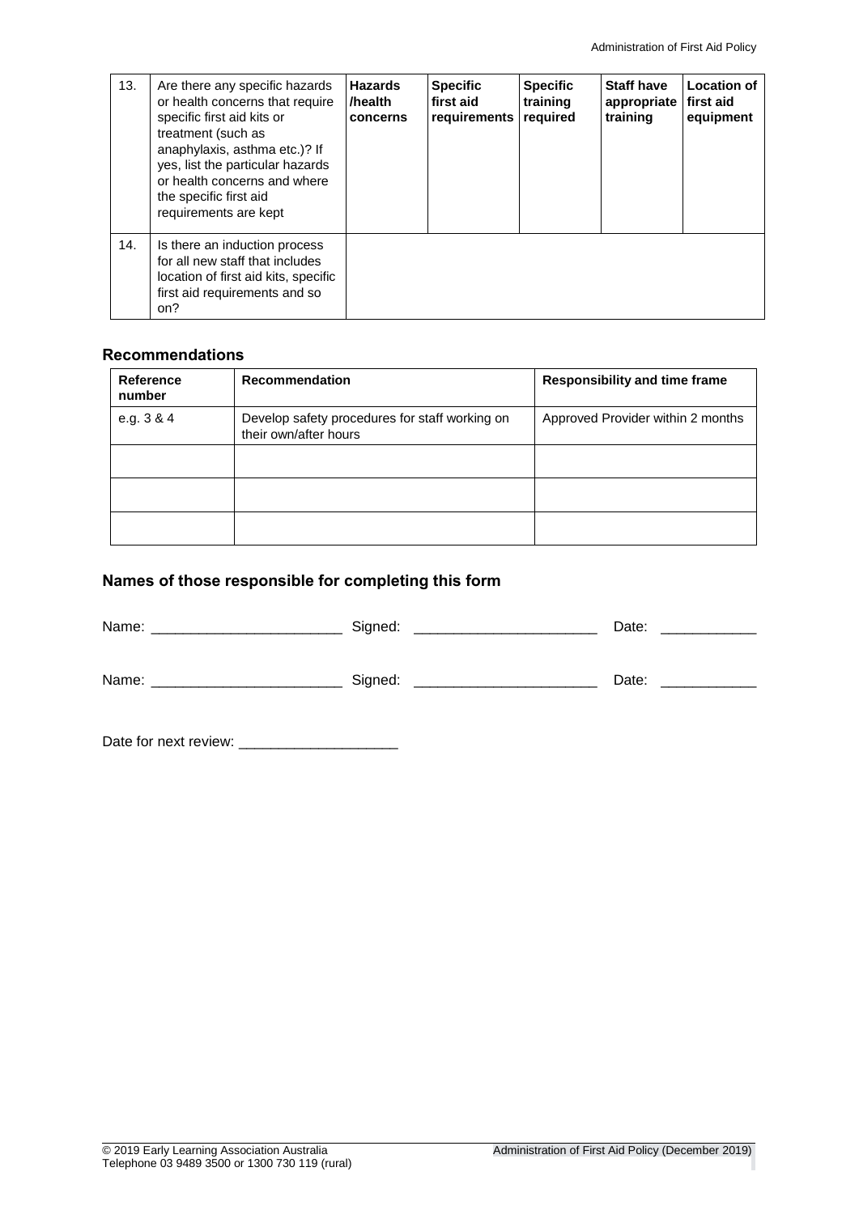| | | | | | | |
|---|---|---|---|---|---|---|
| 13. | Are there any specific hazards or health concerns that require specific first aid kits or treatment (such as anaphylaxis, asthma etc.)? If yes, list the particular hazards or health concerns and where the specific first aid requirements are kept | **Hazards /health concerns** | **Specific first aid requirements** | **Specific training required** | **Staff have appropriate training** | **Location of first aid equipment** |
| 14. | Is there an induction process for all new staff that includes location of first aid kits, specific first aid requirements and so on? | | | | | |

### Recommendations

| Reference number | Recommendation | Responsibility and time frame |
|---|---|---|
| e.g. 3 & 4 | Develop safety procedures for staff working on their own/after hours | Approved Provider within 2 months |
| | | |
| | | |
| | | |

### Names of those responsible for completing this form

Name: _______________________ Signed: ______________________ Date: ___________

Name: _______________________ Signed: ______________________ Date: ___________

Date for next review: ___________________